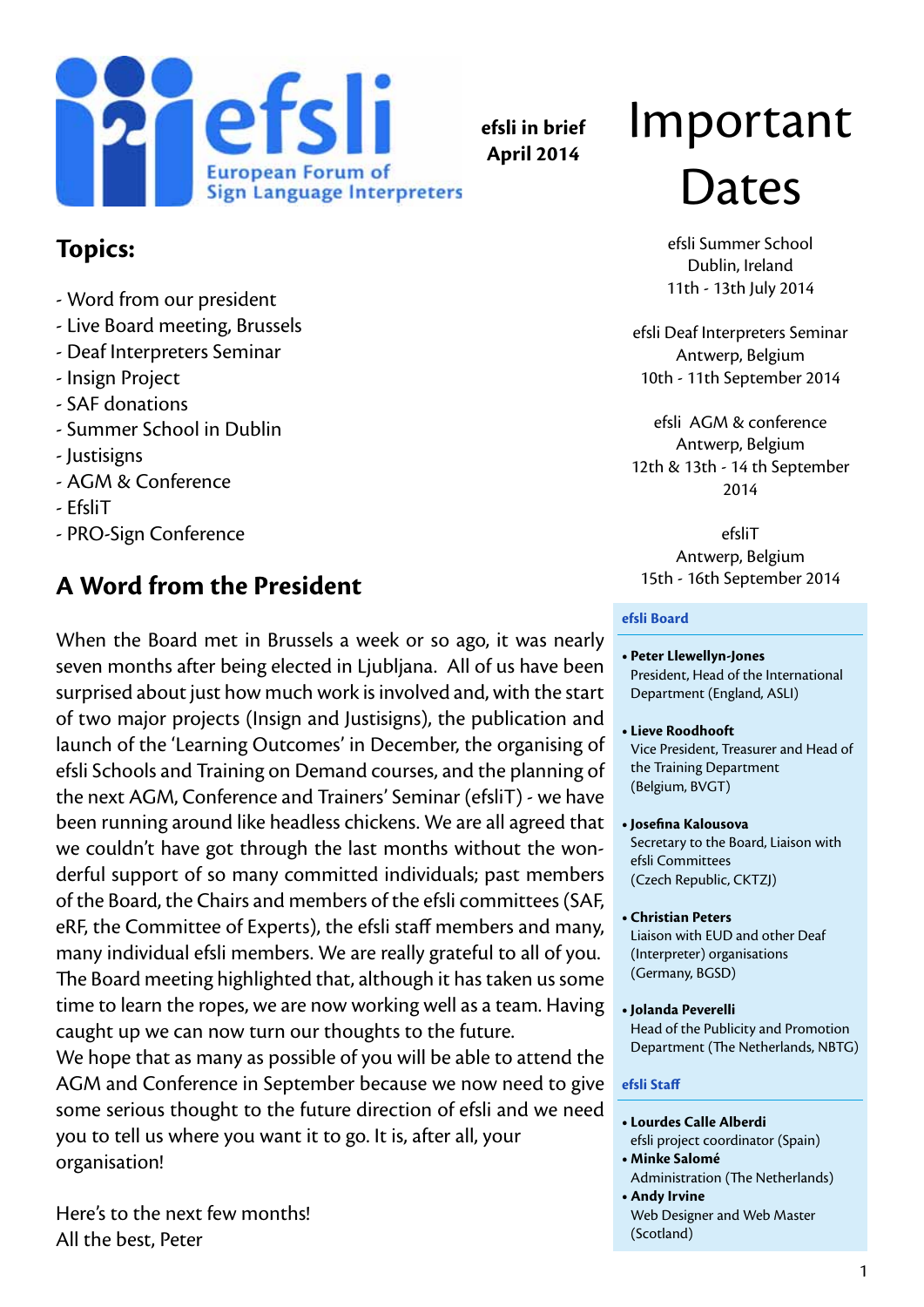efsli — European Forum of Sign Language Interpreters

**efsli in brief**
**April 2014**

# Important Dates

efsli Summer School
Dublin, Ireland
11th - 13th July 2014

efsli Deaf Interpreters Seminar
Antwerp, Belgium
10th - 11th September 2014

efsli AGM & conference
Antwerp, Belgium
12th & 13th - 14 th September 2014

efsliT
Antwerp, Belgium
15th - 16th September 2014

## Topics:

- Word from our president
- Live Board meeting, Brussels
- Deaf Interpreters Seminar
- Insign Project
- SAF donations
- Summer School in Dublin
- Justisigns
- AGM & Conference
- EfsliT
- PRO-Sign Conference

## A Word from the President

When the Board met in Brussels a week or so ago, it was nearly seven months after being elected in Ljubljana. All of us have been surprised about just how much work is involved and, with the start of two major projects (Insign and Justisigns), the publication and launch of the 'Learning Outcomes' in December, the organising of efsli Schools and Training on Demand courses, and the planning of the next AGM, Conference and Trainers' Seminar (efsliT) - we have been running around like headless chickens. We are all agreed that we couldn't have got through the last months without the wonderful support of so many committed individuals; past members of the Board, the Chairs and members of the efsli committees (SAF, eRF, the Committee of Experts), the efsli staff members and many, many individual efsli members. We are really grateful to all of you. The Board meeting highlighted that, although it has taken us some time to learn the ropes, we are now working well as a team. Having caught up we can now turn our thoughts to the future.
We hope that as many as possible of you will be able to attend the AGM and Conference in September because we now need to give some serious thought to the future direction of efsli and we need you to tell us where you want it to go. It is, after all, your organisation!

Here's to the next few months!
All the best, Peter

### efsli Board

- **Peter Llewellyn-Jones**
  President, Head of the International Department (England, ASLI)
- **Lieve Roodhooft**
  Vice President, Treasurer and Head of the Training Department (Belgium, BVGT)
- **Josefina Kalousova**
  Secretary to the Board, Liaison with efsli Committees (Czech Republic, CKTZJ)
- **Christian Peters**
  Liaison with EUD and other Deaf (Interpreter) organisations (Germany, BGSD)
- **Jolanda Peverelli**
  Head of the Publicity and Promotion Department (The Netherlands, NBTG)

### efsli Staff

- **Lourdes Calle Alberdi**
  efsli project coordinator (Spain)
- **Minke Salomé**
  Administration (The Netherlands)
- **Andy Irvine**
  Web Designer and Web Master (Scotland)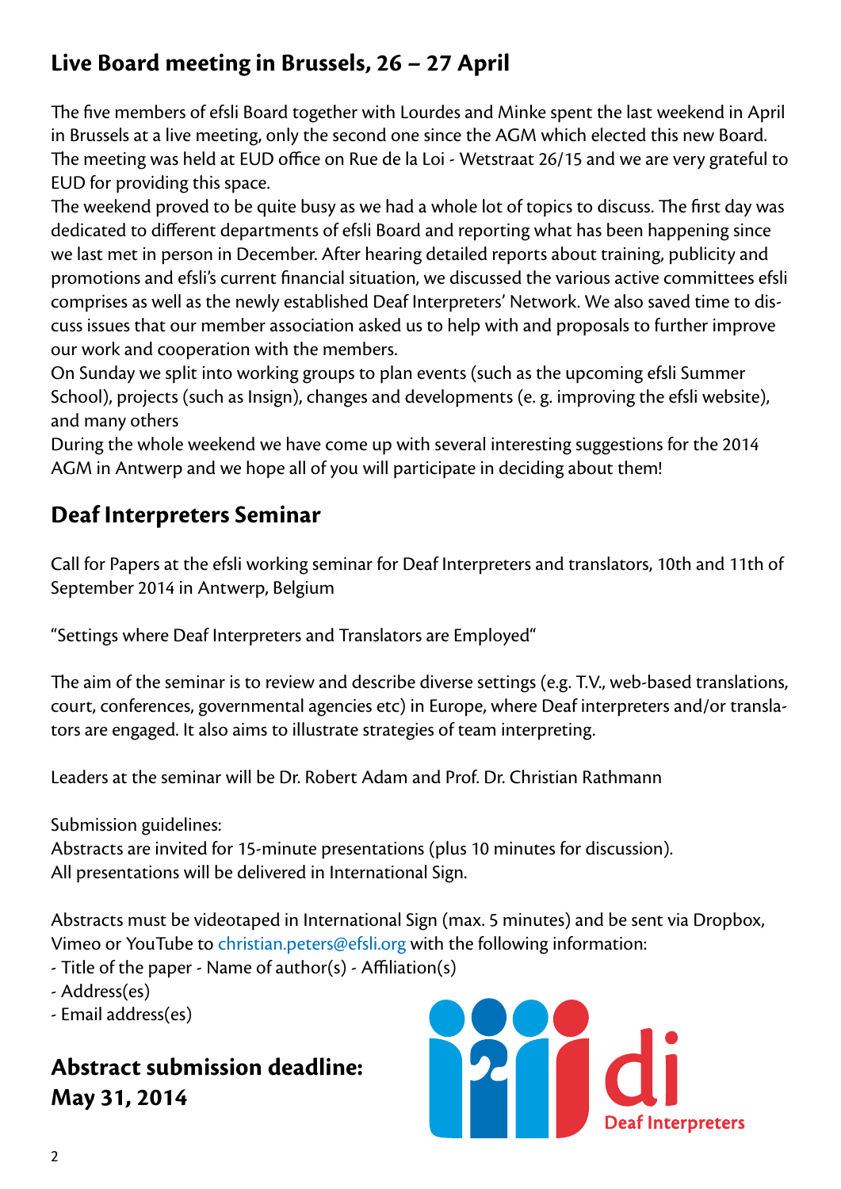## Live Board meeting in Brussels, 26 – 27 April

The five members of efsli Board together with Lourdes and Minke spent the last weekend in April in Brussels at a live meeting, only the second one since the AGM which elected this new Board. The meeting was held at EUD office on Rue de la Loi - Wetstraat 26/15 and we are very grateful to EUD for providing this space.

The weekend proved to be quite busy as we had a whole lot of topics to discuss. The first day was dedicated to different departments of efsli Board and reporting what has been happening since we last met in person in December. After hearing detailed reports about training, publicity and promotions and efsli's current financial situation, we discussed the various active committees efsli comprises as well as the newly established Deaf Interpreters' Network. We also saved time to discuss issues that our member association asked us to help with and proposals to further improve our work and cooperation with the members.

On Sunday we split into working groups to plan events (such as the upcoming efsli Summer School), projects (such as Insign), changes and developments (e. g. improving the efsli website), and many others

During the whole weekend we have come up with several interesting suggestions for the 2014 AGM in Antwerp and we hope all of you will participate in deciding about them!

## Deaf Interpreters Seminar

Call for Papers at the efsli working seminar for Deaf Interpreters and translators, 10th and 11th of September 2014 in Antwerp, Belgium

"Settings where Deaf Interpreters and Translators are Employed"

The aim of the seminar is to review and describe diverse settings (e.g. T.V., web-based translations, court, conferences, governmental agencies etc) in Europe, where Deaf interpreters and/or translators are engaged. It also aims to illustrate strategies of team interpreting.

Leaders at the seminar will be Dr. Robert Adam and Prof. Dr. Christian Rathmann

Submission guidelines:
Abstracts are invited for 15-minute presentations (plus 10 minutes for discussion).
All presentations will be delivered in International Sign.

Abstracts must be videotaped in International Sign (max. 5 minutes) and be sent via Dropbox, Vimeo or YouTube to christian.peters@efsli.org with the following information:
- Title of the paper - Name of author(s) - Affiliation(s)
- Address(es)
- Email address(es)

**Abstract submission deadline:**
**May 31, 2014**

di Deaf Interpreters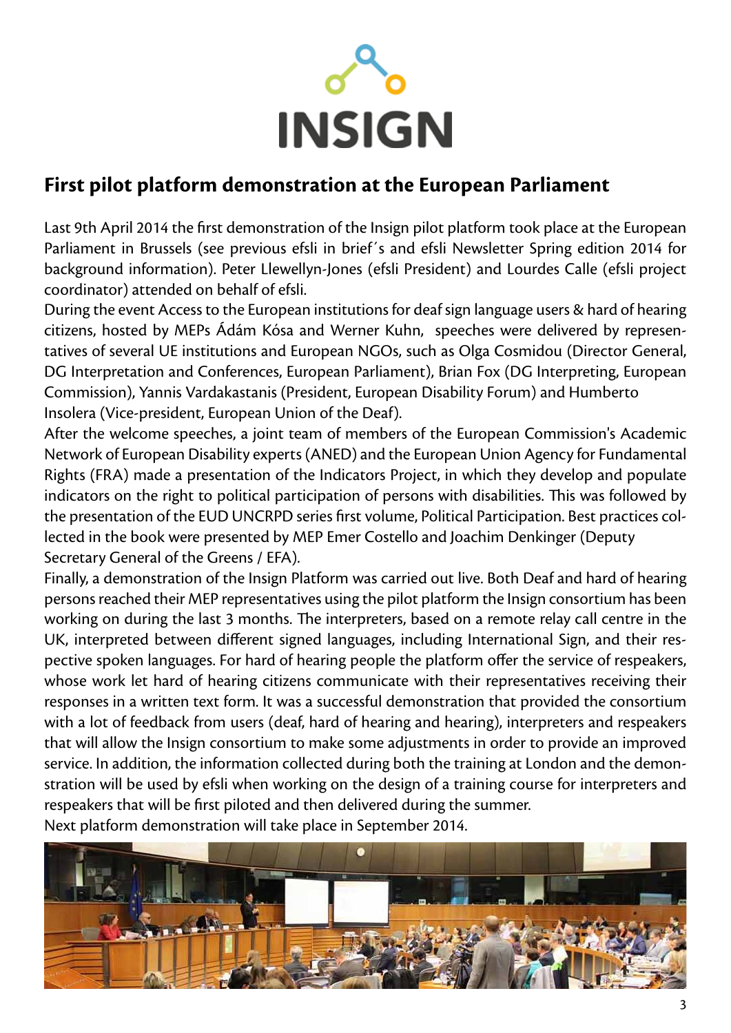# INSIGN

## First pilot platform demonstration at the European Parliament

Last 9th April 2014 the first demonstration of the Insign pilot platform took place at the European Parliament in Brussels (see previous efsli in brief´s and efsli Newsletter Spring edition 2014 for background information). Peter Llewellyn-Jones (efsli President) and Lourdes Calle (efsli project coordinator) attended on behalf of efsli.

During the event Access to the European institutions for deaf sign language users & hard of hearing citizens, hosted by MEPs Ádám Kósa and Werner Kuhn, speeches were delivered by representatives of several UE institutions and European NGOs, such as Olga Cosmidou (Director General, DG Interpretation and Conferences, European Parliament), Brian Fox (DG Interpreting, European Commission), Yannis Vardakastanis (President, European Disability Forum) and Humberto Insolera (Vice-president, European Union of the Deaf).

After the welcome speeches, a joint team of members of the European Commission's Academic Network of European Disability experts (ANED) and the European Union Agency for Fundamental Rights (FRA) made a presentation of the Indicators Project, in which they develop and populate indicators on the right to political participation of persons with disabilities. This was followed by the presentation of the EUD UNCRPD series first volume, Political Participation. Best practices collected in the book were presented by MEP Emer Costello and Joachim Denkinger (Deputy Secretary General of the Greens / EFA).

Finally, a demonstration of the Insign Platform was carried out live. Both Deaf and hard of hearing persons reached their MEP representatives using the pilot platform the Insign consortium has been working on during the last 3 months. The interpreters, based on a remote relay call centre in the UK, interpreted between different signed languages, including International Sign, and their respective spoken languages. For hard of hearing people the platform offer the service of respeakers, whose work let hard of hearing citizens communicate with their representatives receiving their responses in a written text form. It was a successful demonstration that provided the consortium with a lot of feedback from users (deaf, hard of hearing and hearing), interpreters and respeakers that will allow the Insign consortium to make some adjustments in order to provide an improved service. In addition, the information collected during both the training at London and the demonstration will be used by efsli when working on the design of a training course for interpreters and respeakers that will be first piloted and then delivered during the summer.

Next platform demonstration will take place in September 2014.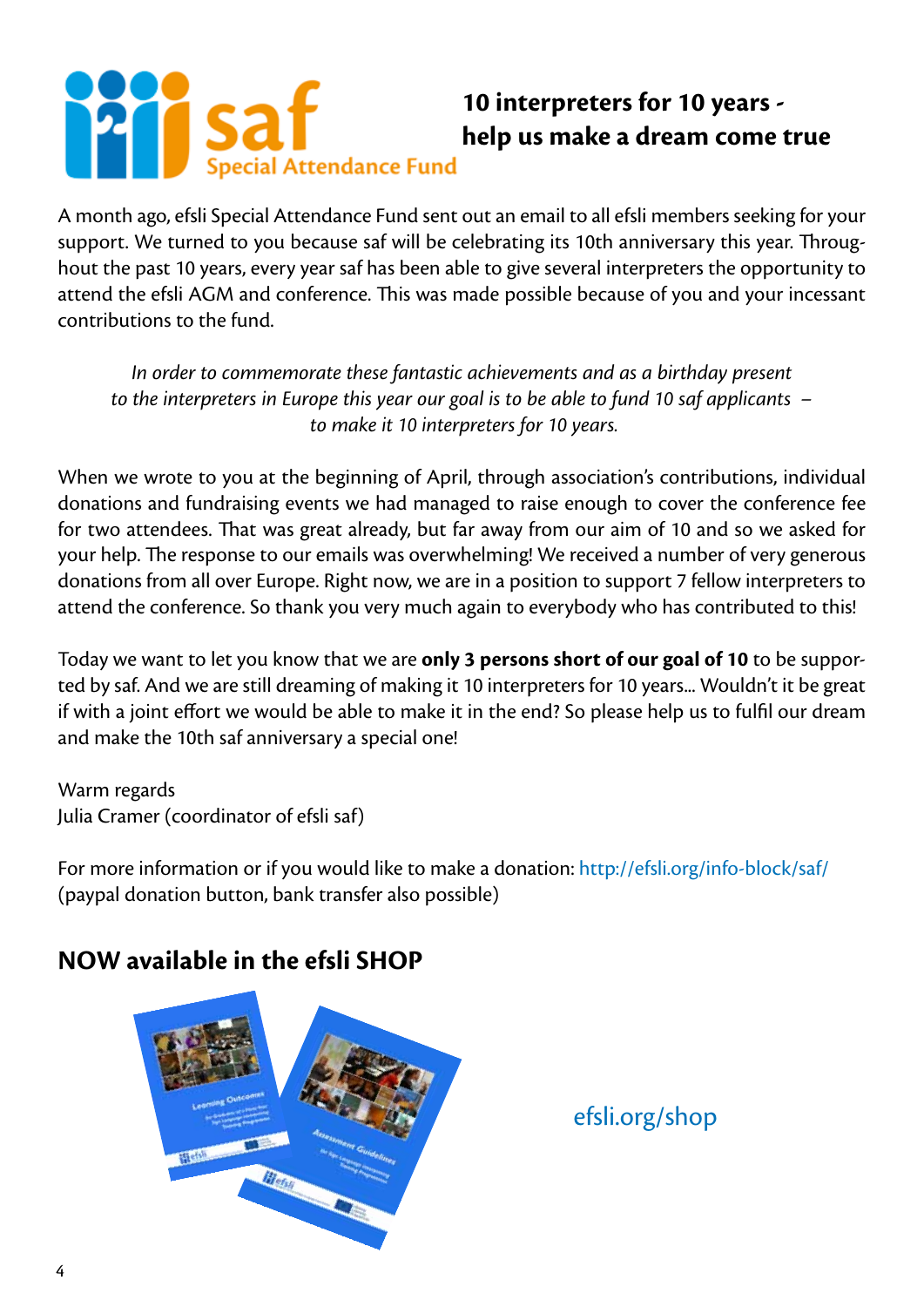## 10 interpreters for 10 years - help us make a dream come true

A month ago, efsli Special Attendance Fund sent out an email to all efsli members seeking for your support. We turned to you because saf will be celebrating its 10th anniversary this year. Throughout the past 10 years, every year saf has been able to give several interpreters the opportunity to attend the efsli AGM and conference. This was made possible because of you and your incessant contributions to the fund.

*In order to commemorate these fantastic achievements and as a birthday present to the interpreters in Europe this year our goal is to be able to fund 10 saf applicants – to make it 10 interpreters for 10 years.*

When we wrote to you at the beginning of April, through association's contributions, individual donations and fundraising events we had managed to raise enough to cover the conference fee for two attendees. That was great already, but far away from our aim of 10 and so we asked for your help. The response to our emails was overwhelming! We received a number of very generous donations from all over Europe. Right now, we are in a position to support 7 fellow interpreters to attend the conference. So thank you very much again to everybody who has contributed to this!

Today we want to let you know that we are **only 3 persons short of our goal of 10** to be supported by saf. And we are still dreaming of making it 10 interpreters for 10 years... Wouldn't it be great if with a joint effort we would be able to make it in the end? So please help us to fulfil our dream and make the 10th saf anniversary a special one!

Warm regards
Julia Cramer (coordinator of efsli saf)

For more information or if you would like to make a donation: http://efsli.org/info-block/saf/
(paypal donation button, bank transfer also possible)

## NOW available in the efsli SHOP

efsli.org/shop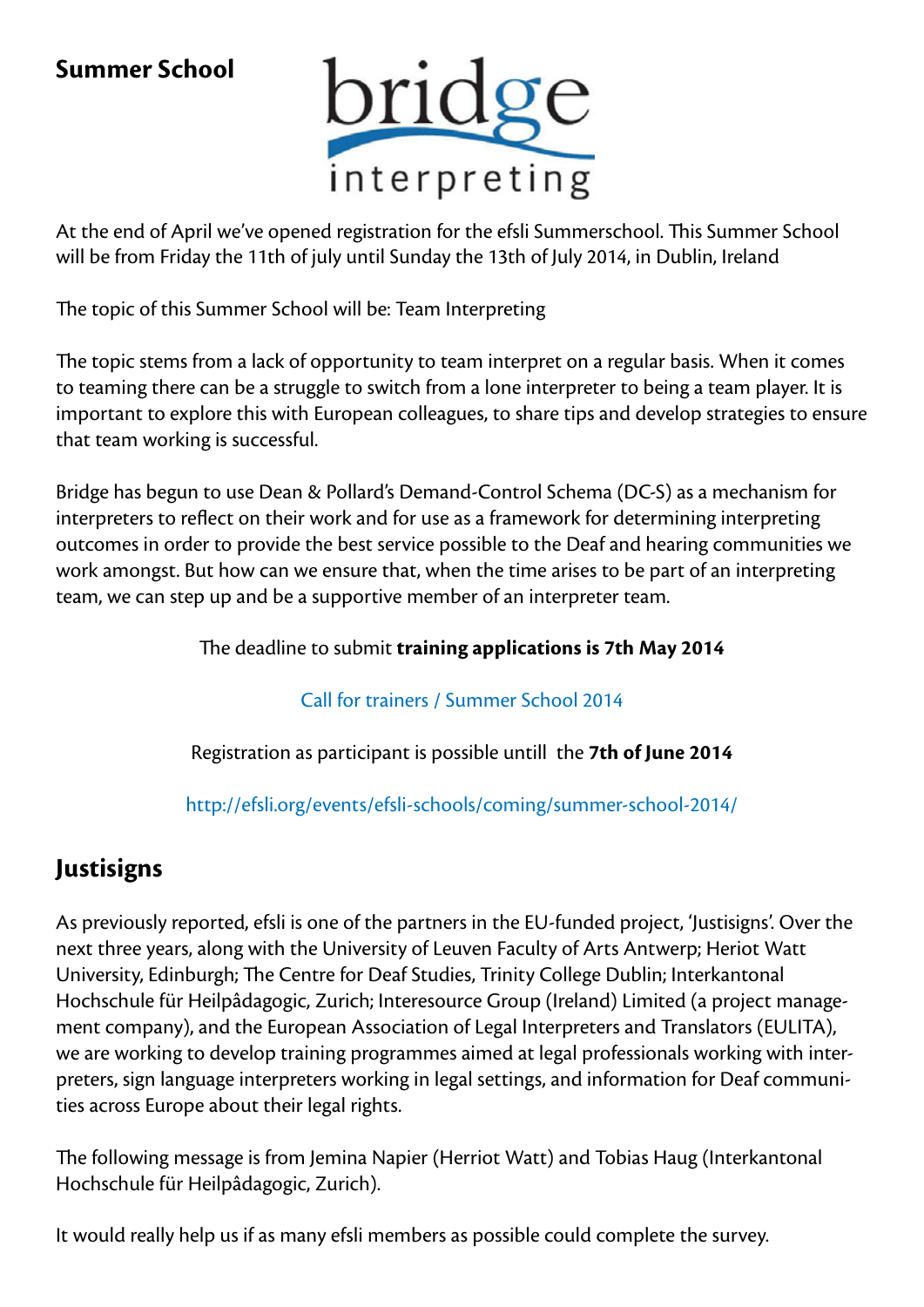## Summer School

bridge interpreting

At the end of April we've opened registration for the efsli Summerschool. This Summer School will be from Friday the 11th of july until Sunday the 13th of July 2014, in Dublin, Ireland

The topic of this Summer School will be: Team Interpreting

The topic stems from a lack of opportunity to team interpret on a regular basis. When it comes to teaming there can be a struggle to switch from a lone interpreter to being a team player. It is important to explore this with European colleagues, to share tips and develop strategies to ensure that team working is successful.

Bridge has begun to use Dean & Pollard's Demand-Control Schema (DC-S) as a mechanism for interpreters to reflect on their work and for use as a framework for determining interpreting outcomes in order to provide the best service possible to the Deaf and hearing communities we work amongst. But how can we ensure that, when the time arises to be part of an interpreting team, we can step up and be a supportive member of an interpreter team.

The deadline to submit **training applications is 7th May 2014**

Call for trainers / Summer School 2014

Registration as participant is possible untill the **7th of June 2014**

http://efsli.org/events/efsli-schools/coming/summer-school-2014/

## Justisigns

As previously reported, efsli is one of the partners in the EU-funded project, 'Justisigns'. Over the next three years, along with the University of Leuven Faculty of Arts Antwerp; Heriot Watt University, Edinburgh; The Centre for Deaf Studies, Trinity College Dublin; Interkantonal Hochschule für Heilpâdagogic, Zurich; Interesource Group (Ireland) Limited (a project management company), and the European Association of Legal Interpreters and Translators (EULITA), we are working to develop training programmes aimed at legal professionals working with interpreters, sign language interpreters working in legal settings, and information for Deaf communities across Europe about their legal rights.

The following message is from Jemina Napier (Herriot Watt) and Tobias Haug (Interkantonal Hochschule für Heilpâdagogic, Zurich).

It would really help us if as many efsli members as possible could complete the survey.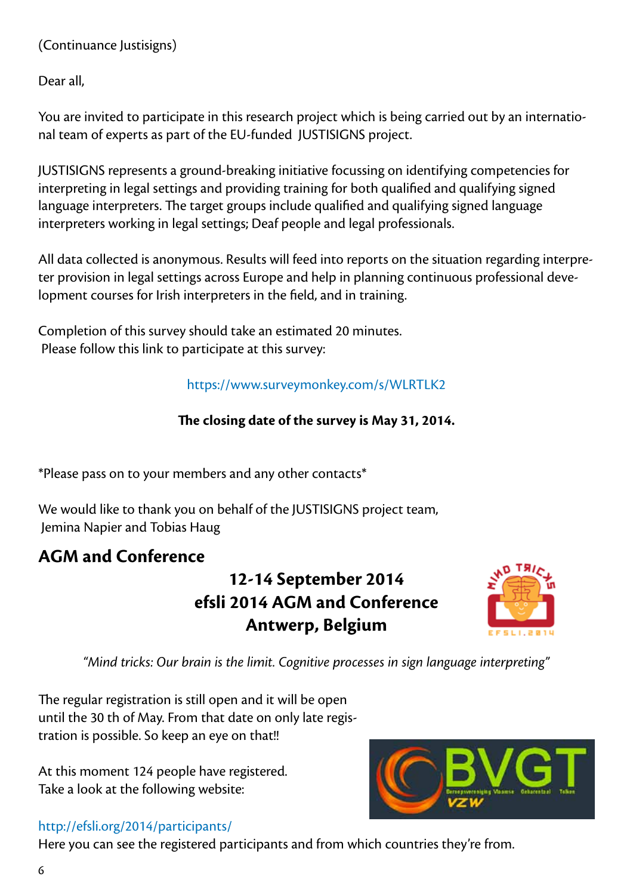(Continuance Justisigns)

Dear all,

You are invited to participate in this research project which is being carried out by an international team of experts as part of the EU-funded JUSTISIGNS project.

JUSTISIGNS represents a ground-breaking initiative focussing on identifying competencies for interpreting in legal settings and providing training for both qualified and qualifying signed language interpreters. The target groups include qualified and qualifying signed language interpreters working in legal settings; Deaf people and legal professionals.

All data collected is anonymous. Results will feed into reports on the situation regarding interpreter provision in legal settings across Europe and help in planning continuous professional development courses for Irish interpreters in the field, and in training.

Completion of this survey should take an estimated 20 minutes.
Please follow this link to participate at this survey:

https://www.surveymonkey.com/s/WLRTLK2

**The closing date of the survey is May 31, 2014.**

*Please pass on to your members and any other contacts*

We would like to thank you on behalf of the JUSTISIGNS project team,
Jemina Napier and Tobias Haug

## AGM and Conference

**12-14 September 2014**
**efsli 2014 AGM and Conference**
**Antwerp, Belgium**

*"Mind tricks: Our brain is the limit. Cognitive processes in sign language interpreting"*

The regular registration is still open and it will be open until the 30 th of May. From that date on only late registration is possible. So keep an eye on that!!

At this moment 124 people have registered.
Take a look at the following website:

http://efsli.org/2014/participants/
Here you can see the registered participants and from which countries they're from.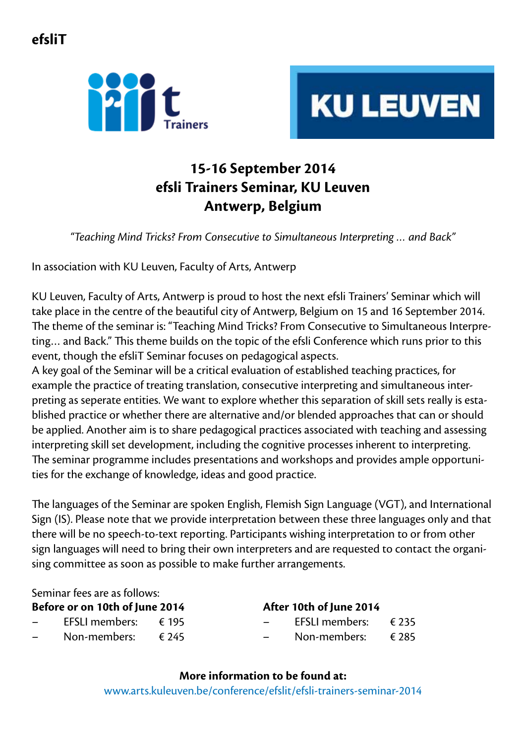**efsliT**

Trainers

KU LEUVEN

## 15-16 September 2014
## efsli Trainers Seminar, KU Leuven
## Antwerp, Belgium

*"Teaching Mind Tricks? From Consecutive to Simultaneous Interpreting ... and Back"*

In association with KU Leuven, Faculty of Arts, Antwerp

KU Leuven, Faculty of Arts, Antwerp is proud to host the next efsli Trainers' Seminar which will take place in the centre of the beautiful city of Antwerp, Belgium on 15 and 16 September 2014. The theme of the seminar is: "Teaching Mind Tricks? From Consecutive to Simultaneous Interpreting... and Back." This theme builds on the topic of the efsli Conference which runs prior to this event, though the efsliT Seminar focuses on pedagogical aspects.
A key goal of the Seminar will be a critical evaluation of established teaching practices, for example the practice of treating translation, consecutive interpreting and simultaneous interpreting as seperate entities. We want to explore whether this separation of skill sets really is established practice or whether there are alternative and/or blended approaches that can or should be applied. Another aim is to share pedagogical practices associated with teaching and assessing interpreting skill set development, including the cognitive processes inherent to interpreting.
The seminar programme includes presentations and workshops and provides ample opportunities for the exchange of knowledge, ideas and good practice.

The languages of the Seminar are spoken English, Flemish Sign Language (VGT), and International Sign (IS). Please note that we provide interpretation between these three languages only and that there will be no speech-to-text reporting. Participants wishing interpretation to or from other sign languages will need to bring their own interpreters and are requested to contact the organising committee as soon as possible to make further arrangements.

Seminar fees are as follows:

**Before or on 10th of June 2014**
- EFSLI members: € 195
- Non-members: € 245

**After 10th of June 2014**
- EFSLI members: € 235
- Non-members: € 285

**More information to be found at:**
www.arts.kuleuven.be/conference/efslit/efsli-trainers-seminar-2014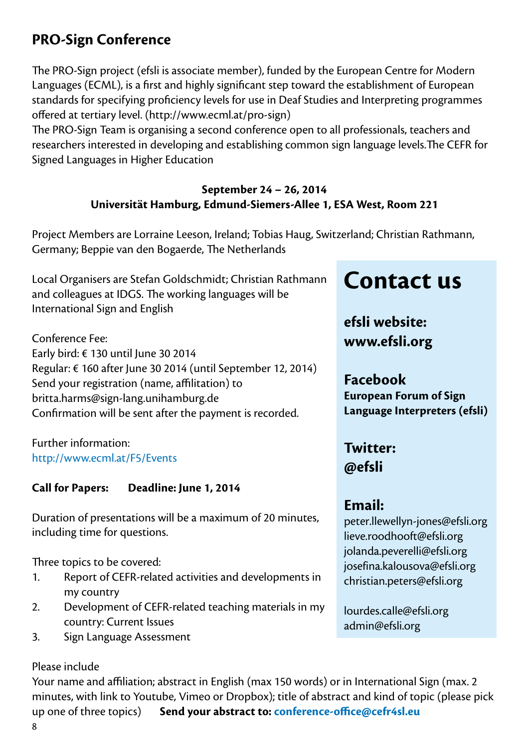## PRO-Sign Conference

The PRO-Sign project (efsli is associate member), funded by the European Centre for Modern Languages (ECML), is a first and highly significant step toward the establishment of European standards for specifying proficiency levels for use in Deaf Studies and Interpreting programmes offered at tertiary level. (http://www.ecml.at/pro-sign)
The PRO-Sign Team is organising a second conference open to all professionals, teachers and researchers interested in developing and establishing common sign language levels.The CEFR for Signed Languages in Higher Education

**September 24 – 26, 2014**
**Universität Hamburg, Edmund-Siemers-Allee 1, ESA West, Room 221**

Project Members are Lorraine Leeson, Ireland; Tobias Haug, Switzerland; Christian Rathmann, Germany; Beppie van den Bogaerde, The Netherlands

Local Organisers are Stefan Goldschmidt; Christian Rathmann and colleagues at IDGS. The working languages will be International Sign and English

Conference Fee:
Early bird: € 130 until June 30 2014
Regular: € 160 after June 30 2014 (until September 12, 2014)
Send your registration (name, affilitation) to
britta.harms@sign-lang.unihamburg.de
Confirmation will be sent after the payment is recorded.

Further information:
http://www.ecml.at/F5/Events

**Call for Papers: Deadline: June 1, 2014**

Duration of presentations will be a maximum of 20 minutes, including time for questions.

Three topics to be covered:

1. Report of CEFR-related activities and developments in my country
2. Development of CEFR-related teaching materials in my country: Current Issues
3. Sign Language Assessment

Please include
Your name and affiliation; abstract in English (max 150 words) or in International Sign (max. 2 minutes, with link to Youtube, Vimeo or Dropbox); title of abstract and kind of topic (please pick up one of three topics) **Send your abstract to: conference-office@cefr4sl.eu**

# Contact us

**efsli website:**
**www.efsli.org**

**Facebook**
**European Forum of Sign Language Interpreters (efsli)**

**Twitter:**
**@efsli**

**Email:**
peter.llewellyn-jones@efsli.org
lieve.roodhooft@efsli.org
jolanda.peverelli@efsli.org
josefina.kalousova@efsli.org
christian.peters@efsli.org

lourdes.calle@efsli.org
admin@efsli.org